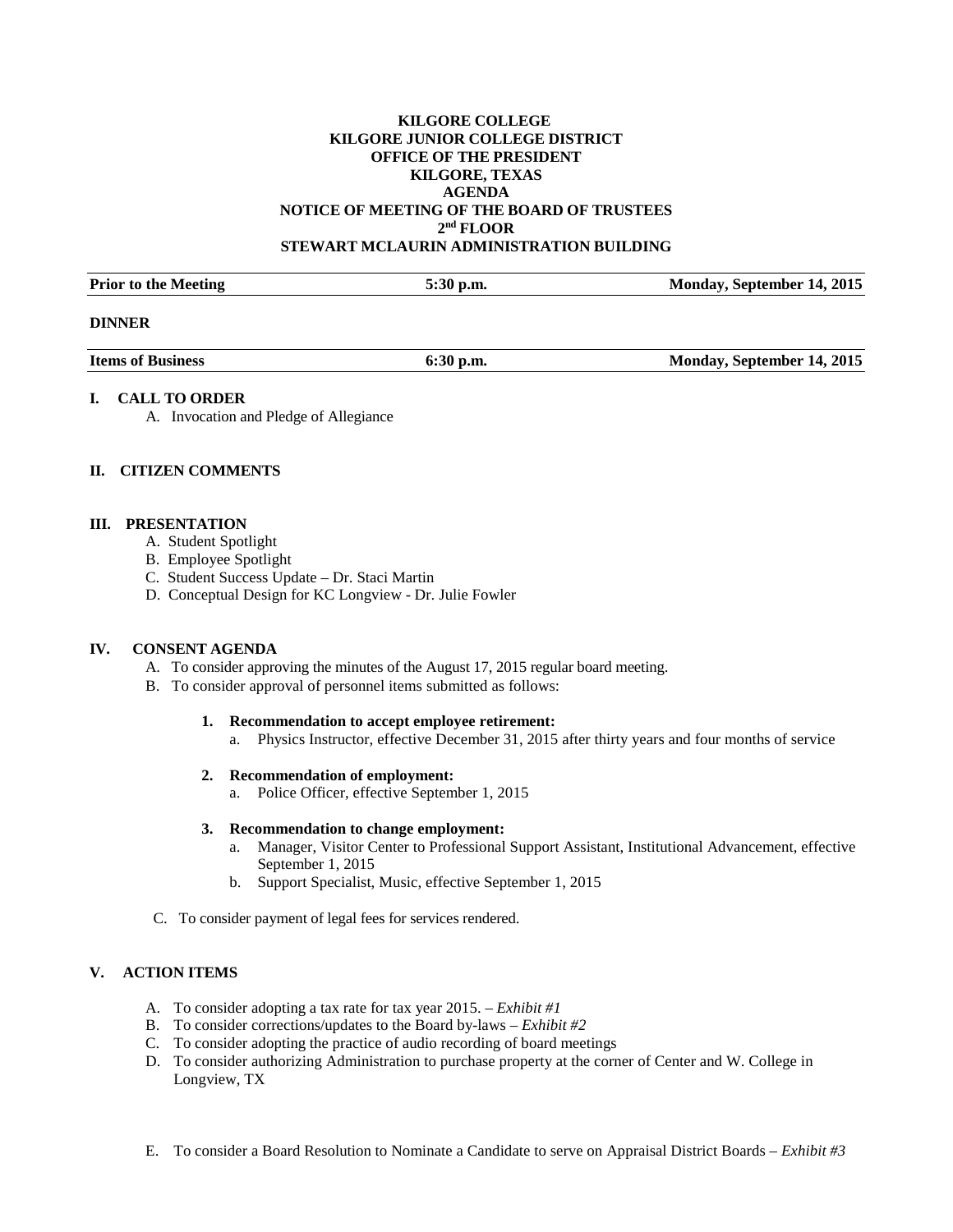**KILGORE COLLEGE**
**KILGORE JUNIOR COLLEGE DISTRICT**
**OFFICE OF THE PRESIDENT**
**KILGORE, TEXAS**
**AGENDA**
**NOTICE OF MEETING OF THE BOARD OF TRUSTEES**
**2nd FLOOR**
**STEWART MCLAURIN ADMINISTRATION BUILDING**

| **Prior to the Meeting** | **5:30 p.m.** | **Monday, September 14, 2015** |
|---|---|---|

**DINNER**

| **Items of Business** | **6:30 p.m.** | **Monday, September 14, 2015** |
|---|---|---|

## I. CALL TO ORDER

A. Invocation and Pledge of Allegiance

## II. CITIZEN COMMENTS

## III. PRESENTATION

A. Student Spotlight
B. Employee Spotlight
C. Student Success Update – Dr. Staci Martin
D. Conceptual Design for KC Longview - Dr. Julie Fowler

## IV. CONSENT AGENDA

A. To consider approving the minutes of the August 17, 2015 regular board meeting.
B. To consider approval of personnel items submitted as follows:

1. **Recommendation to accept employee retirement:**
   a. Physics Instructor, effective December 31, 2015 after thirty years and four months of service

2. **Recommendation of employment:**
   a. Police Officer, effective September 1, 2015

3. **Recommendation to change employment:**
   a. Manager, Visitor Center to Professional Support Assistant, Institutional Advancement, effective September 1, 2015
   b. Support Specialist, Music, effective September 1, 2015

C. To consider payment of legal fees for services rendered.

## V. ACTION ITEMS

A. To consider adopting a tax rate for tax year 2015. – *Exhibit #1*
B. To consider corrections/updates to the Board by-laws – *Exhibit #2*
C. To consider adopting the practice of audio recording of board meetings
D. To consider authorizing Administration to purchase property at the corner of Center and W. College in Longview, TX

E. To consider a Board Resolution to Nominate a Candidate to serve on Appraisal District Boards – *Exhibit #3*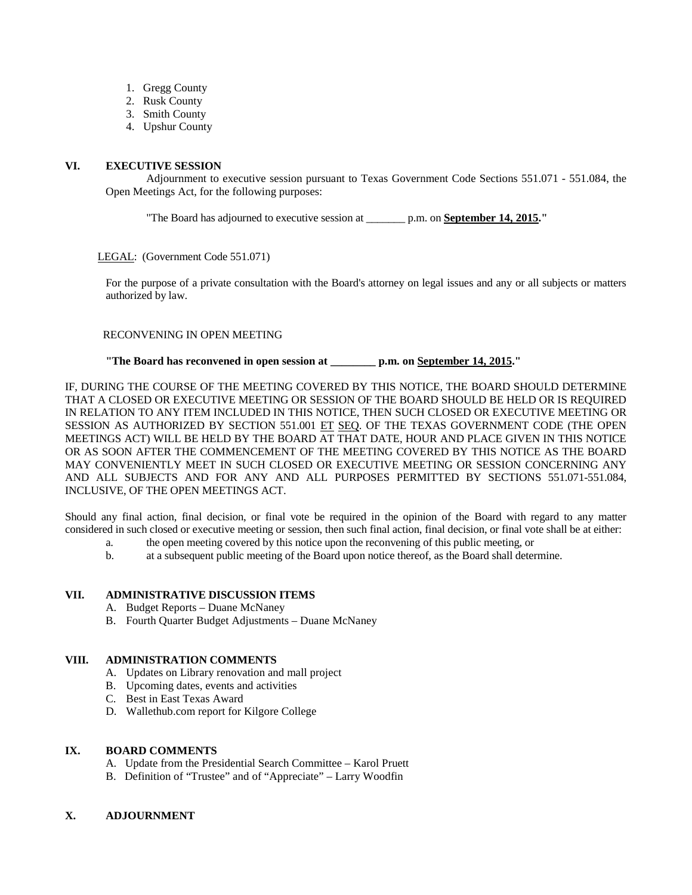1. Gregg County
2. Rusk County
3. Smith County
4. Upshur County

## VI. EXECUTIVE SESSION

Adjournment to executive session pursuant to Texas Government Code Sections 551.071 - 551.084, the Open Meetings Act, for the following purposes:

"The Board has adjourned to executive session at _______ p.m. on **September 14, 2015.**"

LEGAL: (Government Code 551.071)

For the purpose of a private consultation with the Board's attorney on legal issues and any or all subjects or matters authorized by law.

RECONVENING IN OPEN MEETING

**"The Board has reconvened in open session at ________ p.m. on September 14, 2015."**

IF, DURING THE COURSE OF THE MEETING COVERED BY THIS NOTICE, THE BOARD SHOULD DETERMINE THAT A CLOSED OR EXECUTIVE MEETING OR SESSION OF THE BOARD SHOULD BE HELD OR IS REQUIRED IN RELATION TO ANY ITEM INCLUDED IN THIS NOTICE, THEN SUCH CLOSED OR EXECUTIVE MEETING OR SESSION AS AUTHORIZED BY SECTION 551.001 ET SEQ. OF THE TEXAS GOVERNMENT CODE (THE OPEN MEETINGS ACT) WILL BE HELD BY THE BOARD AT THAT DATE, HOUR AND PLACE GIVEN IN THIS NOTICE OR AS SOON AFTER THE COMMENCEMENT OF THE MEETING COVERED BY THIS NOTICE AS THE BOARD MAY CONVENIENTLY MEET IN SUCH CLOSED OR EXECUTIVE MEETING OR SESSION CONCERNING ANY AND ALL SUBJECTS AND FOR ANY AND ALL PURPOSES PERMITTED BY SECTIONS 551.071-551.084, INCLUSIVE, OF THE OPEN MEETINGS ACT.

Should any final action, final decision, or final vote be required in the opinion of the Board with regard to any matter considered in such closed or executive meeting or session, then such final action, final decision, or final vote shall be at either:

a. the open meeting covered by this notice upon the reconvening of this public meeting, or
b. at a subsequent public meeting of the Board upon notice thereof, as the Board shall determine.

## VII. ADMINISTRATIVE DISCUSSION ITEMS

A. Budget Reports – Duane McNaney
B. Fourth Quarter Budget Adjustments – Duane McNaney

## VIII. ADMINISTRATION COMMENTS

A. Updates on Library renovation and mall project
B. Upcoming dates, events and activities
C. Best in East Texas Award
D. Wallethub.com report for Kilgore College

## IX. BOARD COMMENTS

A. Update from the Presidential Search Committee – Karol Pruett
B. Definition of "Trustee" and of "Appreciate" – Larry Woodfin

## X. ADJOURNMENT